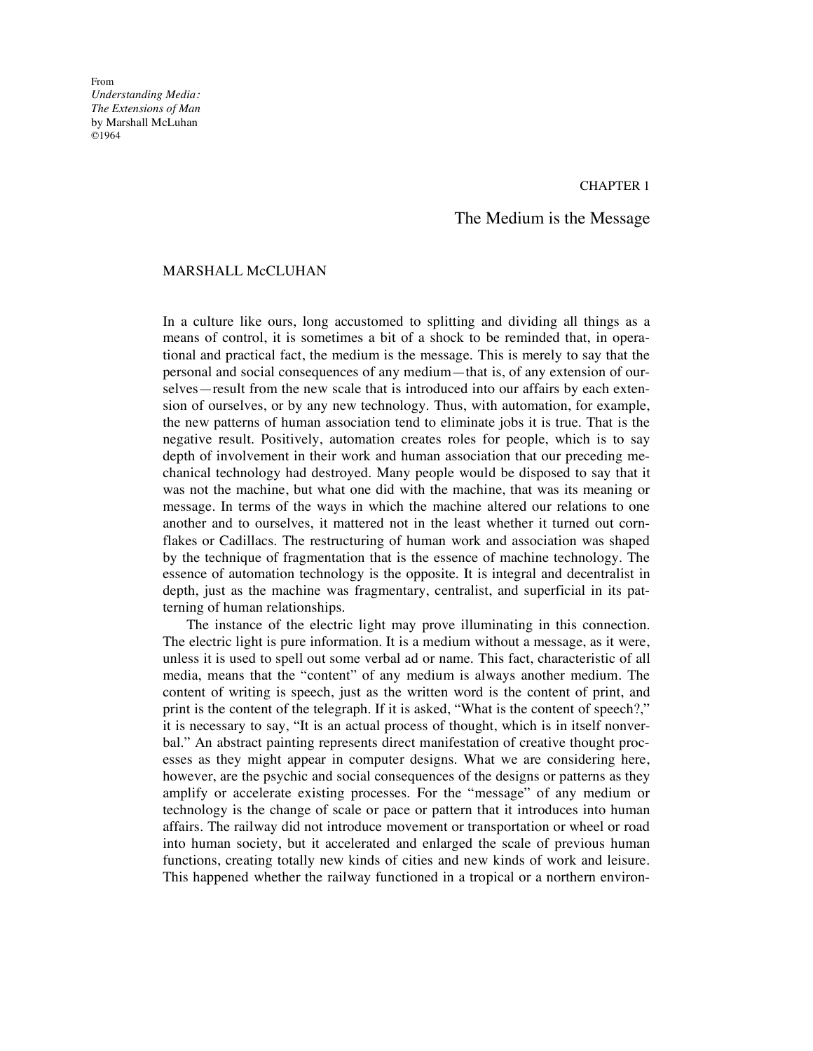From
*Understanding Media:*
*The Extensions of Man*
by Marshall McLuhan
©1964

CHAPTER 1

# The Medium is the Message

MARSHALL McCLUHAN

In a culture like ours, long accustomed to splitting and dividing all things as a means of control, it is sometimes a bit of a shock to be reminded that, in operational and practical fact, the medium is the message. This is merely to say that the personal and social consequences of any medium—that is, of any extension of ourselves—result from the new scale that is introduced into our affairs by each extension of ourselves, or by any new technology. Thus, with automation, for example, the new patterns of human association tend to eliminate jobs it is true. That is the negative result. Positively, automation creates roles for people, which is to say depth of involvement in their work and human association that our preceding mechanical technology had destroyed. Many people would be disposed to say that it was not the machine, but what one did with the machine, that was its meaning or message. In terms of the ways in which the machine altered our relations to one another and to ourselves, it mattered not in the least whether it turned out cornflakes or Cadillacs. The restructuring of human work and association was shaped by the technique of fragmentation that is the essence of machine technology. The essence of automation technology is the opposite. It is integral and decentralist in depth, just as the machine was fragmentary, centralist, and superficial in its patterning of human relationships.

The instance of the electric light may prove illuminating in this connection. The electric light is pure information. It is a medium without a message, as it were, unless it is used to spell out some verbal ad or name. This fact, characteristic of all media, means that the "content" of any medium is always another medium. The content of writing is speech, just as the written word is the content of print, and print is the content of the telegraph. If it is asked, "What is the content of speech?," it is necessary to say, "It is an actual process of thought, which is in itself nonverbal." An abstract painting represents direct manifestation of creative thought processes as they might appear in computer designs. What we are considering here, however, are the psychic and social consequences of the designs or patterns as they amplify or accelerate existing processes. For the "message" of any medium or technology is the change of scale or pace or pattern that it introduces into human affairs. The railway did not introduce movement or transportation or wheel or road into human society, but it accelerated and enlarged the scale of previous human functions, creating totally new kinds of cities and new kinds of work and leisure. This happened whether the railway functioned in a tropical or a northern environ-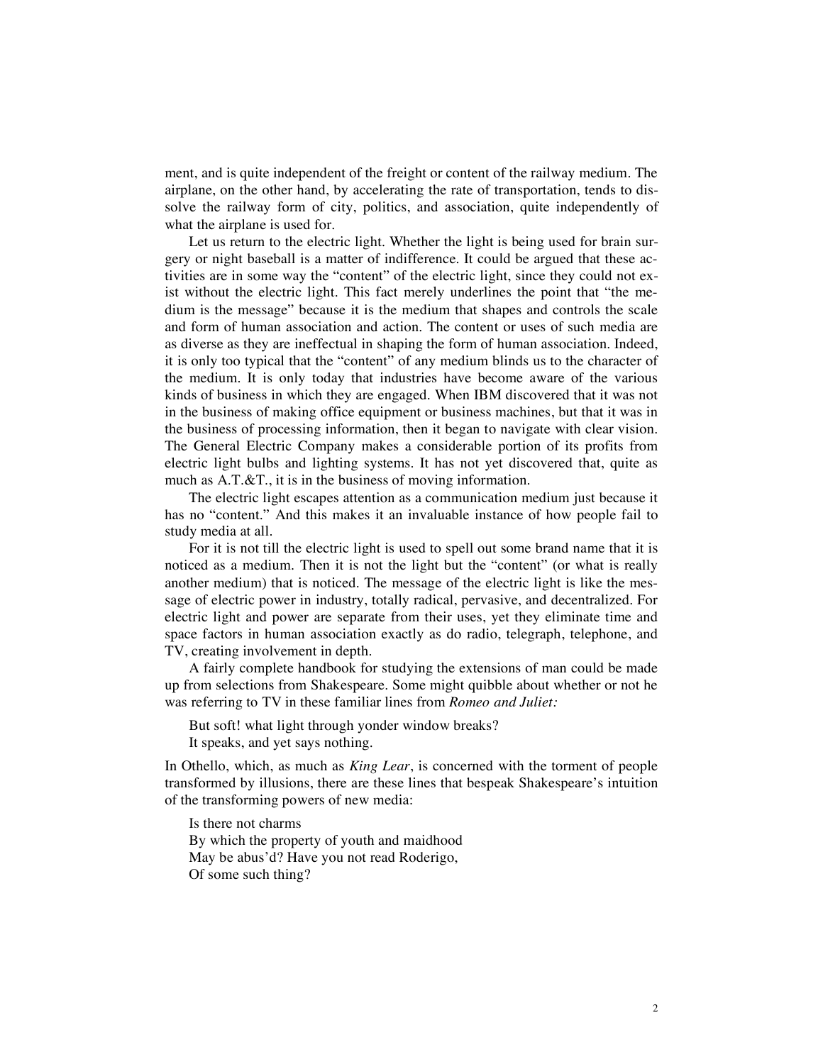ment, and is quite independent of the freight or content of the railway medium. The airplane, on the other hand, by accelerating the rate of transportation, tends to dissolve the railway form of city, politics, and association, quite independently of what the airplane is used for.

Let us return to the electric light. Whether the light is being used for brain surgery or night baseball is a matter of indifference. It could be argued that these activities are in some way the "content" of the electric light, since they could not exist without the electric light. This fact merely underlines the point that "the medium is the message" because it is the medium that shapes and controls the scale and form of human association and action. The content or uses of such media are as diverse as they are ineffectual in shaping the form of human association. Indeed, it is only too typical that the "content" of any medium blinds us to the character of the medium. It is only today that industries have become aware of the various kinds of business in which they are engaged. When IBM discovered that it was not in the business of making office equipment or business machines, but that it was in the business of processing information, then it began to navigate with clear vision. The General Electric Company makes a considerable portion of its profits from electric light bulbs and lighting systems. It has not yet discovered that, quite as much as A.T.&T., it is in the business of moving information.

The electric light escapes attention as a communication medium just because it has no "content." And this makes it an invaluable instance of how people fail to study media at all.

For it is not till the electric light is used to spell out some brand name that it is noticed as a medium. Then it is not the light but the "content" (or what is really another medium) that is noticed. The message of the electric light is like the message of electric power in industry, totally radical, pervasive, and decentralized. For electric light and power are separate from their uses, yet they eliminate time and space factors in human association exactly as do radio, telegraph, telephone, and TV, creating involvement in depth.

A fairly complete handbook for studying the extensions of man could be made up from selections from Shakespeare. Some might quibble about whether or not he was referring to TV in these familiar lines from *Romeo and Juliet:*

> But soft! what light through yonder window breaks?
> It speaks, and yet says nothing.

In Othello, which, as much as *King Lear*, is concerned with the torment of people transformed by illusions, there are these lines that bespeak Shakespeare's intuition of the transforming powers of new media:

> Is there not charms
> By which the property of youth and maidhood
> May be abus'd? Have you not read Roderigo,
> Of some such thing?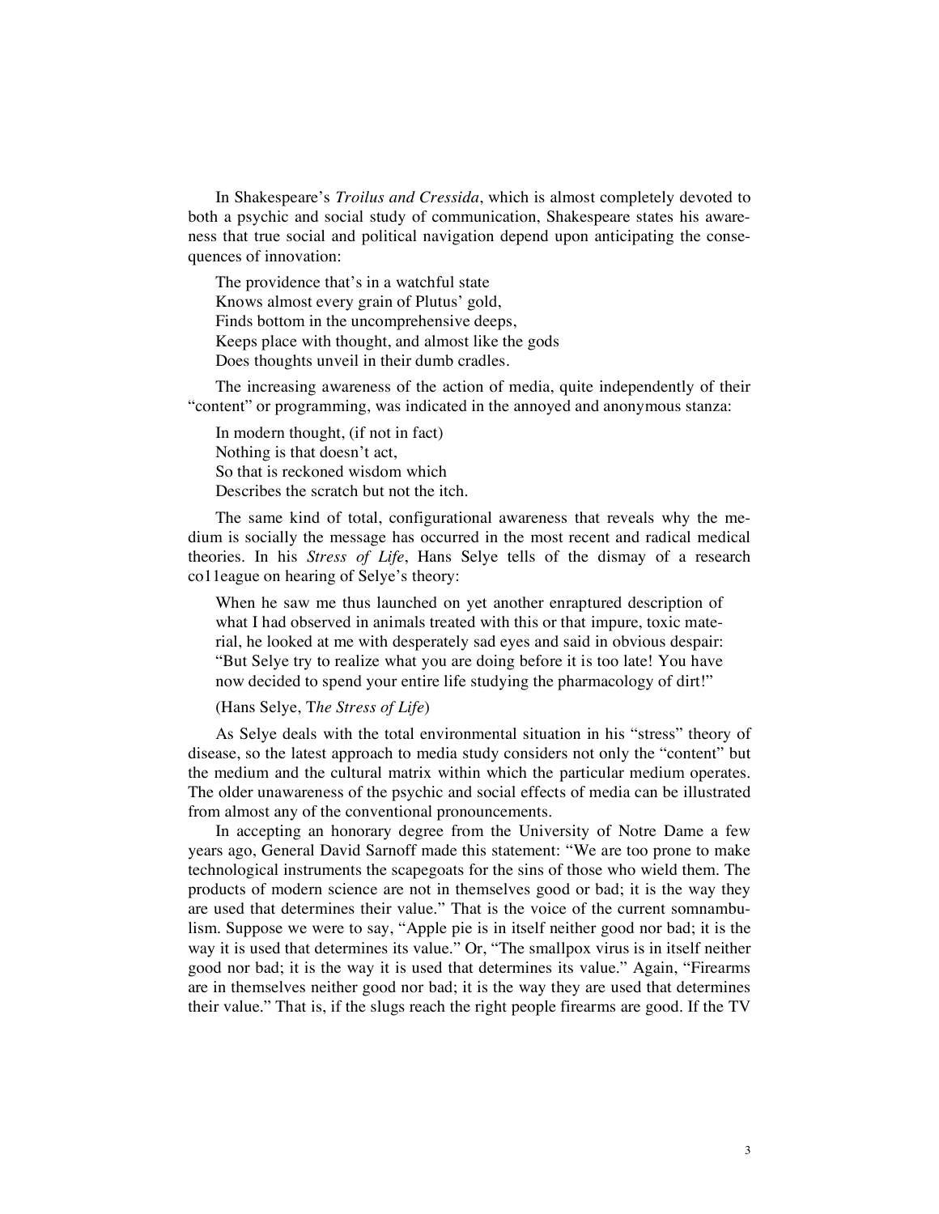In Shakespeare's *Troilus and Cressida*, which is almost completely devoted to both a psychic and social study of communication, Shakespeare states his awareness that true social and political navigation depend upon anticipating the consequences of innovation:

> The providence that's in a watchful state  
> Knows almost every grain of Plutus' gold,  
> Finds bottom in the uncomprehensive deeps,  
> Keeps place with thought, and almost like the gods  
> Does thoughts unveil in their dumb cradles.

The increasing awareness of the action of media, quite independently of their "content" or programming, was indicated in the annoyed and anonymous stanza:

> In modern thought, (if not in fact)  
> Nothing is that doesn't act,  
> So that is reckoned wisdom which  
> Describes the scratch but not the itch.

The same kind of total, configurational awareness that reveals why the medium is socially the message has occurred in the most recent and radical medical theories. In his *Stress of Life*, Hans Selye tells of the dismay of a research co1league on hearing of Selye's theory:

> When he saw me thus launched on yet another enraptured description of what I had observed in animals treated with this or that impure, toxic material, he looked at me with desperately sad eyes and said in obvious despair: "But Selye try to realize what you are doing before it is too late! You have now decided to spend your entire life studying the pharmacology of dirt!"
>
> (Hans Selye, T*he Stress of Life*)

As Selye deals with the total environmental situation in his "stress" theory of disease, so the latest approach to media study considers not only the "content" but the medium and the cultural matrix within which the particular medium operates. The older unawareness of the psychic and social effects of media can be illustrated from almost any of the conventional pronouncements.

In accepting an honorary degree from the University of Notre Dame a few years ago, General David Sarnoff made this statement: "We are too prone to make technological instruments the scapegoats for the sins of those who wield them. The products of modern science are not in themselves good or bad; it is the way they are used that determines their value." That is the voice of the current somnambulism. Suppose we were to say, "Apple pie is in itself neither good nor bad; it is the way it is used that determines its value." Or, "The smallpox virus is in itself neither good nor bad; it is the way it is used that determines its value." Again, "Firearms are in themselves neither good nor bad; it is the way they are used that determines their value." That is, if the slugs reach the right people firearms are good. If the TV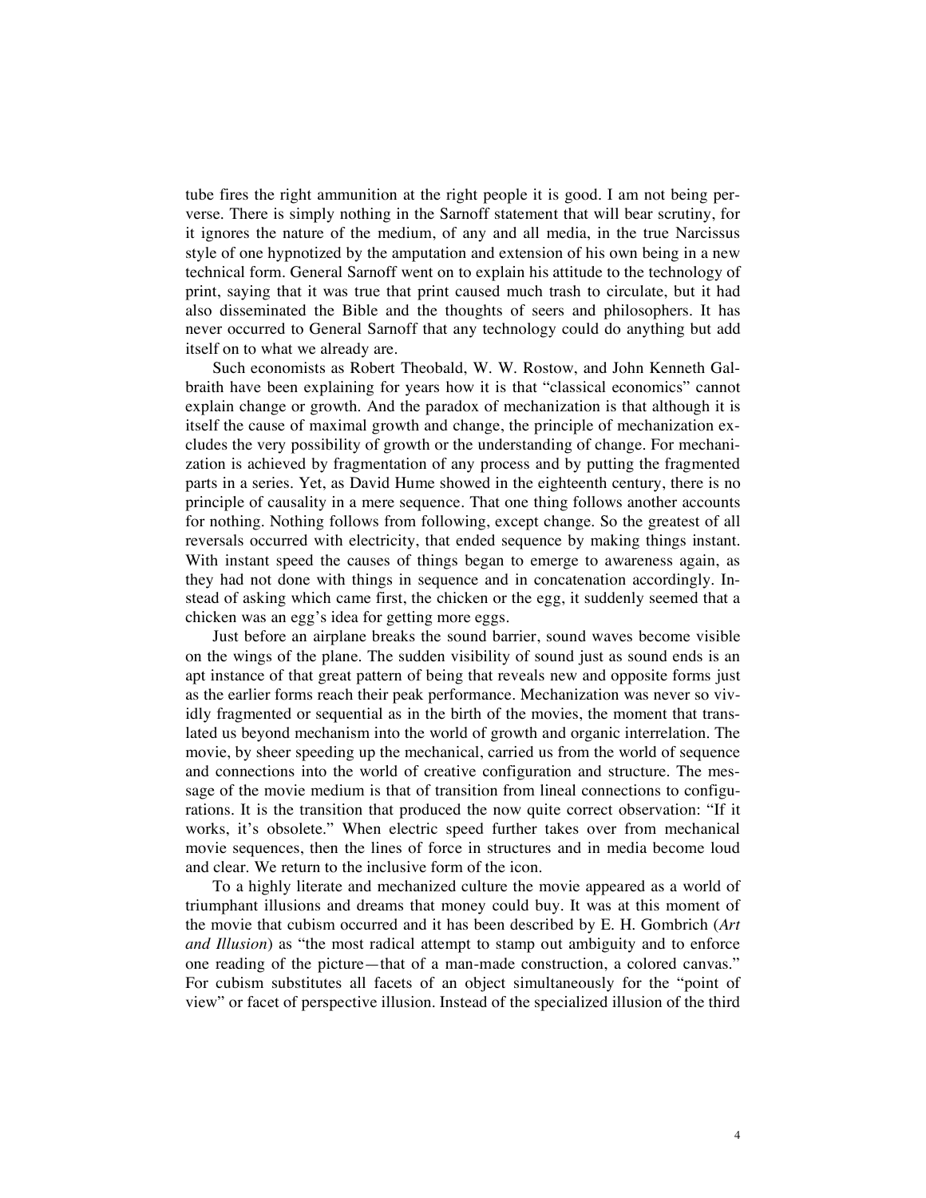tube fires the right ammunition at the right people it is good. I am not being perverse. There is simply nothing in the Sarnoff statement that will bear scrutiny, for it ignores the nature of the medium, of any and all media, in the true Narcissus style of one hypnotized by the amputation and extension of his own being in a new technical form. General Sarnoff went on to explain his attitude to the technology of print, saying that it was true that print caused much trash to circulate, but it had also disseminated the Bible and the thoughts of seers and philosophers. It has never occurred to General Sarnoff that any technology could do anything but add itself on to what we already are.

Such economists as Robert Theobald, W. W. Rostow, and John Kenneth Galbraith have been explaining for years how it is that "classical economics" cannot explain change or growth. And the paradox of mechanization is that although it is itself the cause of maximal growth and change, the principle of mechanization excludes the very possibility of growth or the understanding of change. For mechanization is achieved by fragmentation of any process and by putting the fragmented parts in a series. Yet, as David Hume showed in the eighteenth century, there is no principle of causality in a mere sequence. That one thing follows another accounts for nothing. Nothing follows from following, except change. So the greatest of all reversals occurred with electricity, that ended sequence by making things instant. With instant speed the causes of things began to emerge to awareness again, as they had not done with things in sequence and in concatenation accordingly. Instead of asking which came first, the chicken or the egg, it suddenly seemed that a chicken was an egg's idea for getting more eggs.

Just before an airplane breaks the sound barrier, sound waves become visible on the wings of the plane. The sudden visibility of sound just as sound ends is an apt instance of that great pattern of being that reveals new and opposite forms just as the earlier forms reach their peak performance. Mechanization was never so vividly fragmented or sequential as in the birth of the movies, the moment that translated us beyond mechanism into the world of growth and organic interrelation. The movie, by sheer speeding up the mechanical, carried us from the world of sequence and connections into the world of creative configuration and structure. The message of the movie medium is that of transition from lineal connections to configurations. It is the transition that produced the now quite correct observation: "If it works, it's obsolete." When electric speed further takes over from mechanical movie sequences, then the lines of force in structures and in media become loud and clear. We return to the inclusive form of the icon.

To a highly literate and mechanized culture the movie appeared as a world of triumphant illusions and dreams that money could buy. It was at this moment of the movie that cubism occurred and it has been described by E. H. Gombrich (*Art and Illusion*) as "the most radical attempt to stamp out ambiguity and to enforce one reading of the picture—that of a man-made construction, a colored canvas." For cubism substitutes all facets of an object simultaneously for the "point of view" or facet of perspective illusion. Instead of the specialized illusion of the third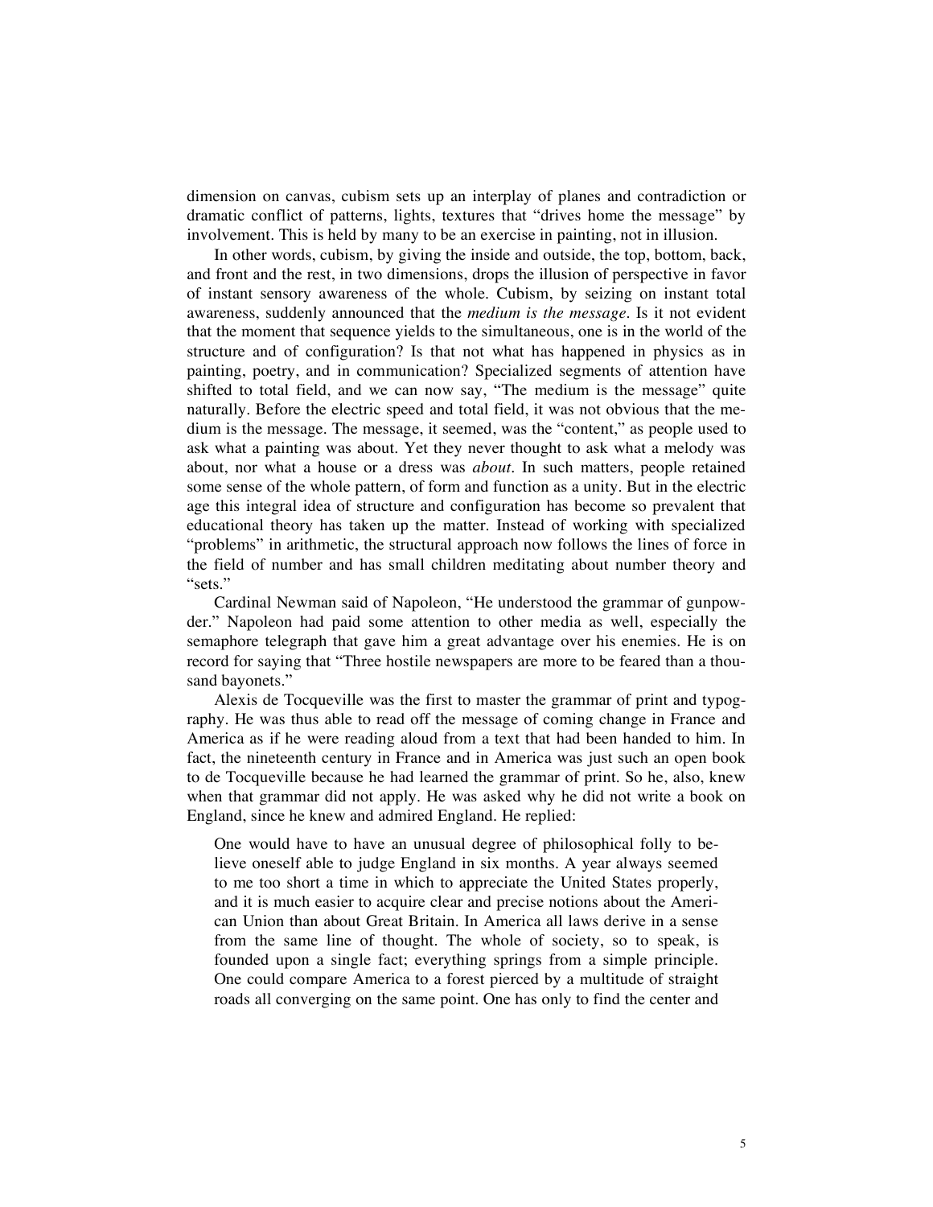dimension on canvas, cubism sets up an interplay of planes and contradiction or dramatic conflict of patterns, lights, textures that "drives home the message" by involvement. This is held by many to be an exercise in painting, not in illusion.

In other words, cubism, by giving the inside and outside, the top, bottom, back, and front and the rest, in two dimensions, drops the illusion of perspective in favor of instant sensory awareness of the whole. Cubism, by seizing on instant total awareness, suddenly announced that the *medium is the message*. Is it not evident that the moment that sequence yields to the simultaneous, one is in the world of the structure and of configuration? Is that not what has happened in physics as in painting, poetry, and in communication? Specialized segments of attention have shifted to total field, and we can now say, "The medium is the message" quite naturally. Before the electric speed and total field, it was not obvious that the medium is the message. The message, it seemed, was the "content," as people used to ask what a painting was about. Yet they never thought to ask what a melody was about, nor what a house or a dress was *about*. In such matters, people retained some sense of the whole pattern, of form and function as a unity. But in the electric age this integral idea of structure and configuration has become so prevalent that educational theory has taken up the matter. Instead of working with specialized "problems" in arithmetic, the structural approach now follows the lines of force in the field of number and has small children meditating about number theory and "sets."

Cardinal Newman said of Napoleon, "He understood the grammar of gunpowder." Napoleon had paid some attention to other media as well, especially the semaphore telegraph that gave him a great advantage over his enemies. He is on record for saying that "Three hostile newspapers are more to be feared than a thousand bayonets."

Alexis de Tocqueville was the first to master the grammar of print and typography. He was thus able to read off the message of coming change in France and America as if he were reading aloud from a text that had been handed to him. In fact, the nineteenth century in France and in America was just such an open book to de Tocqueville because he had learned the grammar of print. So he, also, knew when that grammar did not apply. He was asked why he did not write a book on England, since he knew and admired England. He replied:

> One would have to have an unusual degree of philosophical folly to believe oneself able to judge England in six months. A year always seemed to me too short a time in which to appreciate the United States properly, and it is much easier to acquire clear and precise notions about the American Union than about Great Britain. In America all laws derive in a sense from the same line of thought. The whole of society, so to speak, is founded upon a single fact; everything springs from a simple principle. One could compare America to a forest pierced by a multitude of straight roads all converging on the same point. One has only to find the center and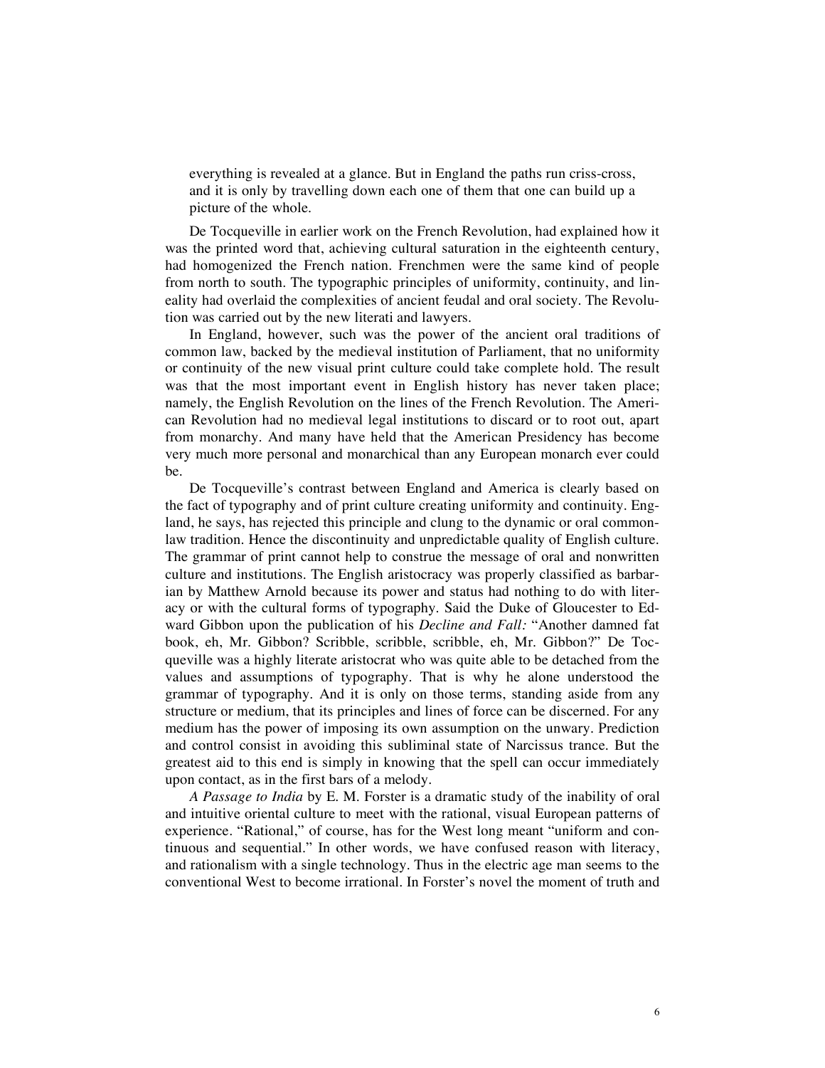> everything is revealed at a glance. But in England the paths run criss-cross, and it is only by travelling down each one of them that one can build up a picture of the whole.

De Tocqueville in earlier work on the French Revolution, had explained how it was the printed word that, achieving cultural saturation in the eighteenth century, had homogenized the French nation. Frenchmen were the same kind of people from north to south. The typographic principles of uniformity, continuity, and lineality had overlaid the complexities of ancient feudal and oral society. The Revolution was carried out by the new literati and lawyers.

In England, however, such was the power of the ancient oral traditions of common law, backed by the medieval institution of Parliament, that no uniformity or continuity of the new visual print culture could take complete hold. The result was that the most important event in English history has never taken place; namely, the English Revolution on the lines of the French Revolution. The American Revolution had no medieval legal institutions to discard or to root out, apart from monarchy. And many have held that the American Presidency has become very much more personal and monarchical than any European monarch ever could be.

De Tocqueville's contrast between England and America is clearly based on the fact of typography and of print culture creating uniformity and continuity. England, he says, has rejected this principle and clung to the dynamic or oral common-law tradition. Hence the discontinuity and unpredictable quality of English culture. The grammar of print cannot help to construe the message of oral and nonwritten culture and institutions. The English aristocracy was properly classified as barbarian by Matthew Arnold because its power and status had nothing to do with literacy or with the cultural forms of typography. Said the Duke of Gloucester to Edward Gibbon upon the publication of his *Decline and Fall:* "Another damned fat book, eh, Mr. Gibbon? Scribble, scribble, scribble, eh, Mr. Gibbon?" De Tocqueville was a highly literate aristocrat who was quite able to be detached from the values and assumptions of typography. That is why he alone understood the grammar of typography. And it is only on those terms, standing aside from any structure or medium, that its principles and lines of force can be discerned. For any medium has the power of imposing its own assumption on the unwary. Prediction and control consist in avoiding this subliminal state of Narcissus trance. But the greatest aid to this end is simply in knowing that the spell can occur immediately upon contact, as in the first bars of a melody.

*A Passage to India* by E. M. Forster is a dramatic study of the inability of oral and intuitive oriental culture to meet with the rational, visual European patterns of experience. "Rational," of course, has for the West long meant "uniform and continuous and sequential." In other words, we have confused reason with literacy, and rationalism with a single technology. Thus in the electric age man seems to the conventional West to become irrational. In Forster's novel the moment of truth and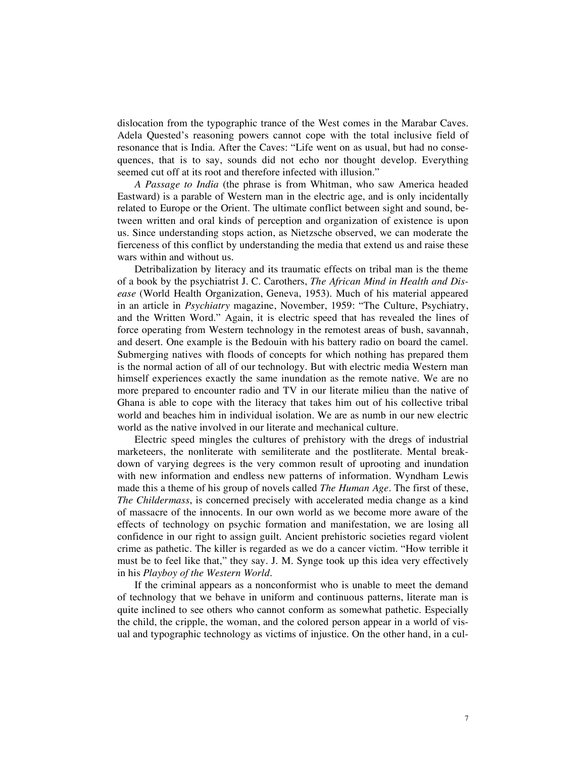dislocation from the typographic trance of the West comes in the Marabar Caves. Adela Quested's reasoning powers cannot cope with the total inclusive field of resonance that is India. After the Caves: "Life went on as usual, but had no consequences, that is to say, sounds did not echo nor thought develop. Everything seemed cut off at its root and therefore infected with illusion."

*A Passage to India* (the phrase is from Whitman, who saw America headed Eastward) is a parable of Western man in the electric age, and is only incidentally related to Europe or the Orient. The ultimate conflict between sight and sound, between written and oral kinds of perception and organization of existence is upon us. Since understanding stops action, as Nietzsche observed, we can moderate the fierceness of this conflict by understanding the media that extend us and raise these wars within and without us.

Detribalization by literacy and its traumatic effects on tribal man is the theme of a book by the psychiatrist J. C. Carothers, *The African Mind in Health and Disease* (World Health Organization, Geneva, 1953). Much of his material appeared in an article in *Psychiatry* magazine, November, 1959: "The Culture, Psychiatry, and the Written Word." Again, it is electric speed that has revealed the lines of force operating from Western technology in the remotest areas of bush, savannah, and desert. One example is the Bedouin with his battery radio on board the camel. Submerging natives with floods of concepts for which nothing has prepared them is the normal action of all of our technology. But with electric media Western man himself experiences exactly the same inundation as the remote native. We are no more prepared to encounter radio and TV in our literate milieu than the native of Ghana is able to cope with the literacy that takes him out of his collective tribal world and beaches him in individual isolation. We are as numb in our new electric world as the native involved in our literate and mechanical culture.

Electric speed mingles the cultures of prehistory with the dregs of industrial marketeers, the nonliterate with semiliterate and the postliterate. Mental breakdown of varying degrees is the very common result of uprooting and inundation with new information and endless new patterns of information. Wyndham Lewis made this a theme of his group of novels called *The Human Age*. The first of these, *The Childermass*, is concerned precisely with accelerated media change as a kind of massacre of the innocents. In our own world as we become more aware of the effects of technology on psychic formation and manifestation, we are losing all confidence in our right to assign guilt. Ancient prehistoric societies regard violent crime as pathetic. The killer is regarded as we do a cancer victim. "How terrible it must be to feel like that," they say. J. M. Synge took up this idea very effectively in his *Playboy of the Western World*.

If the criminal appears as a nonconformist who is unable to meet the demand of technology that we behave in uniform and continuous patterns, literate man is quite inclined to see others who cannot conform as somewhat pathetic. Especially the child, the cripple, the woman, and the colored person appear in a world of visual and typographic technology as victims of injustice. On the other hand, in a cul-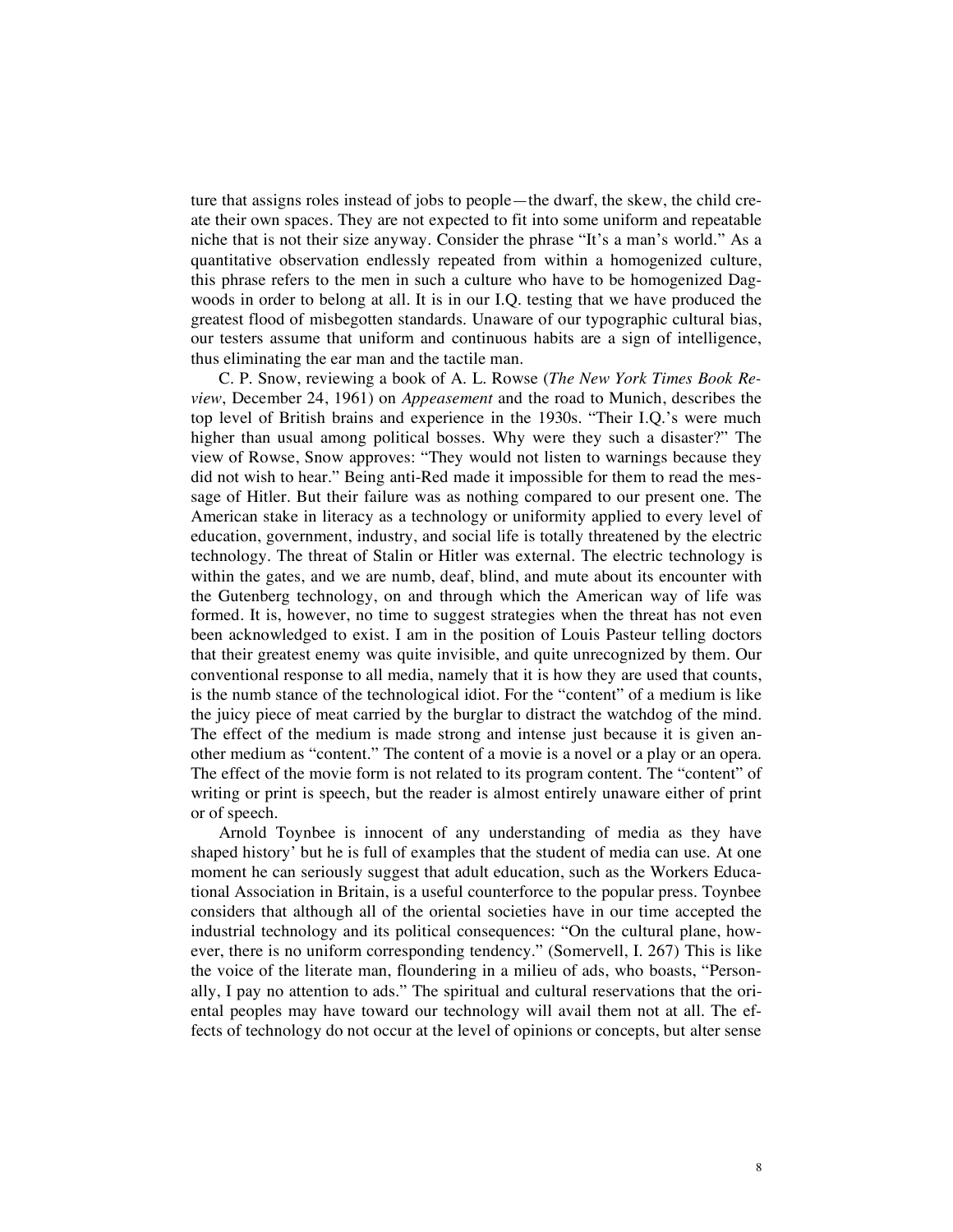ture that assigns roles instead of jobs to people—the dwarf, the skew, the child create their own spaces. They are not expected to fit into some uniform and repeatable niche that is not their size anyway. Consider the phrase "It's a man's world." As a quantitative observation endlessly repeated from within a homogenized culture, this phrase refers to the men in such a culture who have to be homogenized Dagwoods in order to belong at all. It is in our I.Q. testing that we have produced the greatest flood of misbegotten standards. Unaware of our typographic cultural bias, our testers assume that uniform and continuous habits are a sign of intelligence, thus eliminating the ear man and the tactile man.

C. P. Snow, reviewing a book of A. L. Rowse (*The New York Times Book Review*, December 24, 1961) on *Appeasement* and the road to Munich, describes the top level of British brains and experience in the 1930s. "Their I.Q.'s were much higher than usual among political bosses. Why were they such a disaster?" The view of Rowse, Snow approves: "They would not listen to warnings because they did not wish to hear." Being anti-Red made it impossible for them to read the message of Hitler. But their failure was as nothing compared to our present one. The American stake in literacy as a technology or uniformity applied to every level of education, government, industry, and social life is totally threatened by the electric technology. The threat of Stalin or Hitler was external. The electric technology is within the gates, and we are numb, deaf, blind, and mute about its encounter with the Gutenberg technology, on and through which the American way of life was formed. It is, however, no time to suggest strategies when the threat has not even been acknowledged to exist. I am in the position of Louis Pasteur telling doctors that their greatest enemy was quite invisible, and quite unrecognized by them. Our conventional response to all media, namely that it is how they are used that counts, is the numb stance of the technological idiot. For the "content" of a medium is like the juicy piece of meat carried by the burglar to distract the watchdog of the mind. The effect of the medium is made strong and intense just because it is given another medium as "content." The content of a movie is a novel or a play or an opera. The effect of the movie form is not related to its program content. The "content" of writing or print is speech, but the reader is almost entirely unaware either of print or of speech.

Arnold Toynbee is innocent of any understanding of media as they have shaped history' but he is full of examples that the student of media can use. At one moment he can seriously suggest that adult education, such as the Workers Educational Association in Britain, is a useful counterforce to the popular press. Toynbee considers that although all of the oriental societies have in our time accepted the industrial technology and its political consequences: "On the cultural plane, however, there is no uniform corresponding tendency." (Somervell, I. 267) This is like the voice of the literate man, floundering in a milieu of ads, who boasts, "Personally, I pay no attention to ads." The spiritual and cultural reservations that the oriental peoples may have toward our technology will avail them not at all. The effects of technology do not occur at the level of opinions or concepts, but alter sense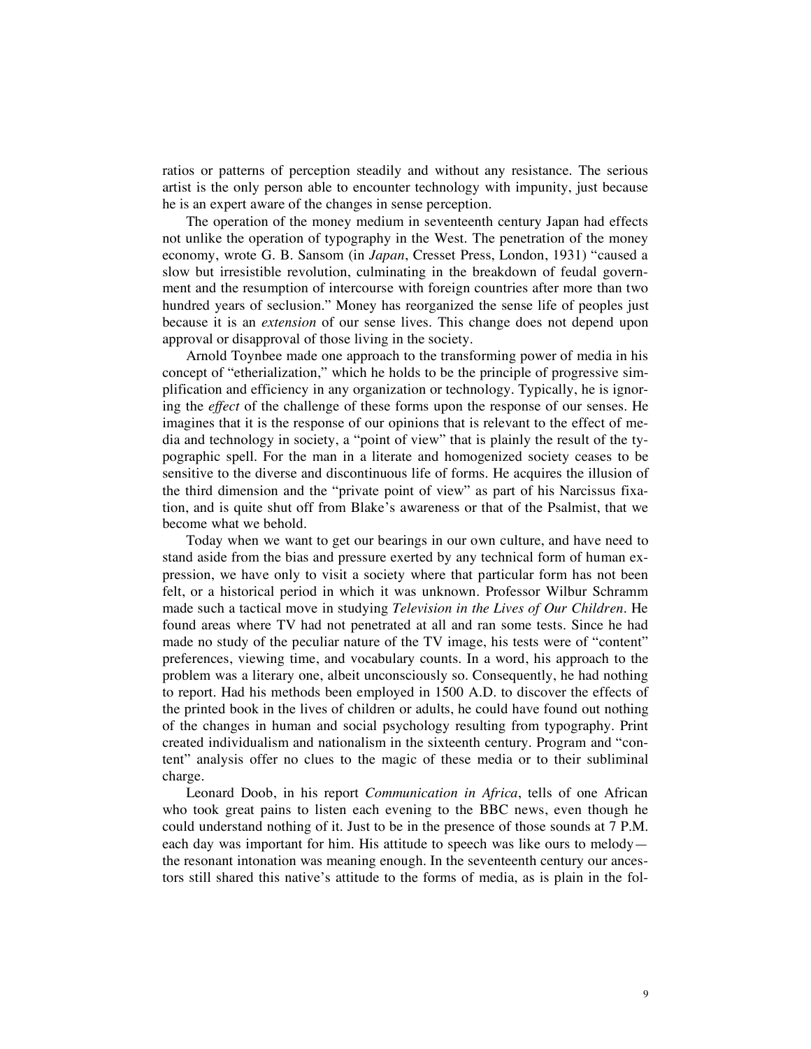ratios or patterns of perception steadily and without any resistance. The serious artist is the only person able to encounter technology with impunity, just because he is an expert aware of the changes in sense perception.

The operation of the money medium in seventeenth century Japan had effects not unlike the operation of typography in the West. The penetration of the money economy, wrote G. B. Sansom (in *Japan*, Cresset Press, London, 1931) "caused a slow but irresistible revolution, culminating in the breakdown of feudal government and the resumption of intercourse with foreign countries after more than two hundred years of seclusion." Money has reorganized the sense life of peoples just because it is an *extension* of our sense lives. This change does not depend upon approval or disapproval of those living in the society.

Arnold Toynbee made one approach to the transforming power of media in his concept of "etherialization," which he holds to be the principle of progressive simplification and efficiency in any organization or technology. Typically, he is ignoring the *effect* of the challenge of these forms upon the response of our senses. He imagines that it is the response of our opinions that is relevant to the effect of media and technology in society, a "point of view" that is plainly the result of the typographic spell. For the man in a literate and homogenized society ceases to be sensitive to the diverse and discontinuous life of forms. He acquires the illusion of the third dimension and the "private point of view" as part of his Narcissus fixation, and is quite shut off from Blake's awareness or that of the Psalmist, that we become what we behold.

Today when we want to get our bearings in our own culture, and have need to stand aside from the bias and pressure exerted by any technical form of human expression, we have only to visit a society where that particular form has not been felt, or a historical period in which it was unknown. Professor Wilbur Schramm made such a tactical move in studying *Television in the Lives of Our Children*. He found areas where TV had not penetrated at all and ran some tests. Since he had made no study of the peculiar nature of the TV image, his tests were of "content" preferences, viewing time, and vocabulary counts. In a word, his approach to the problem was a literary one, albeit unconsciously so. Consequently, he had nothing to report. Had his methods been employed in 1500 A.D. to discover the effects of the printed book in the lives of children or adults, he could have found out nothing of the changes in human and social psychology resulting from typography. Print created individualism and nationalism in the sixteenth century. Program and "content" analysis offer no clues to the magic of these media or to their subliminal charge.

Leonard Doob, in his report *Communication in Africa*, tells of one African who took great pains to listen each evening to the BBC news, even though he could understand nothing of it. Just to be in the presence of those sounds at 7 P.M. each day was important for him. His attitude to speech was like ours to melody—the resonant intonation was meaning enough. In the seventeenth century our ancestors still shared this native's attitude to the forms of media, as is plain in the fol-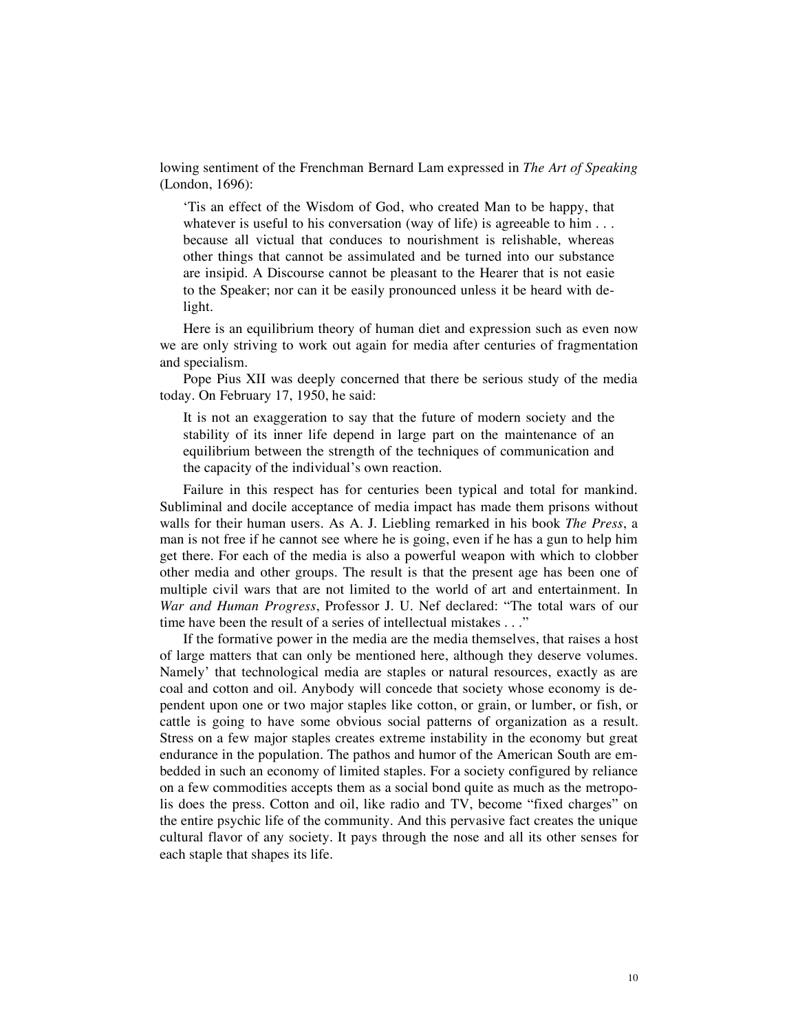lowing sentiment of the Frenchman Bernard Lam expressed in *The Art of Speaking* (London, 1696):

> 'Tis an effect of the Wisdom of God, who created Man to be happy, that whatever is useful to his conversation (way of life) is agreeable to him . . . because all victual that conduces to nourishment is relishable, whereas other things that cannot be assimulated and be turned into our substance are insipid. A Discourse cannot be pleasant to the Hearer that is not easie to the Speaker; nor can it be easily pronounced unless it be heard with delight.

Here is an equilibrium theory of human diet and expression such as even now we are only striving to work out again for media after centuries of fragmentation and specialism.

Pope Pius XII was deeply concerned that there be serious study of the media today. On February 17, 1950, he said:

> It is not an exaggeration to say that the future of modern society and the stability of its inner life depend in large part on the maintenance of an equilibrium between the strength of the techniques of communication and the capacity of the individual's own reaction.

Failure in this respect has for centuries been typical and total for mankind. Subliminal and docile acceptance of media impact has made them prisons without walls for their human users. As A. J. Liebling remarked in his book *The Press*, a man is not free if he cannot see where he is going, even if he has a gun to help him get there. For each of the media is also a powerful weapon with which to clobber other media and other groups. The result is that the present age has been one of multiple civil wars that are not limited to the world of art and entertainment. In *War and Human Progress*, Professor J. U. Nef declared: "The total wars of our time have been the result of a series of intellectual mistakes . . ."

If the formative power in the media are the media themselves, that raises a host of large matters that can only be mentioned here, although they deserve volumes. Namely' that technological media are staples or natural resources, exactly as are coal and cotton and oil. Anybody will concede that society whose economy is dependent upon one or two major staples like cotton, or grain, or lumber, or fish, or cattle is going to have some obvious social patterns of organization as a result. Stress on a few major staples creates extreme instability in the economy but great endurance in the population. The pathos and humor of the American South are embedded in such an economy of limited staples. For a society configured by reliance on a few commodities accepts them as a social bond quite as much as the metropolis does the press. Cotton and oil, like radio and TV, become "fixed charges" on the entire psychic life of the community. And this pervasive fact creates the unique cultural flavor of any society. It pays through the nose and all its other senses for each staple that shapes its life.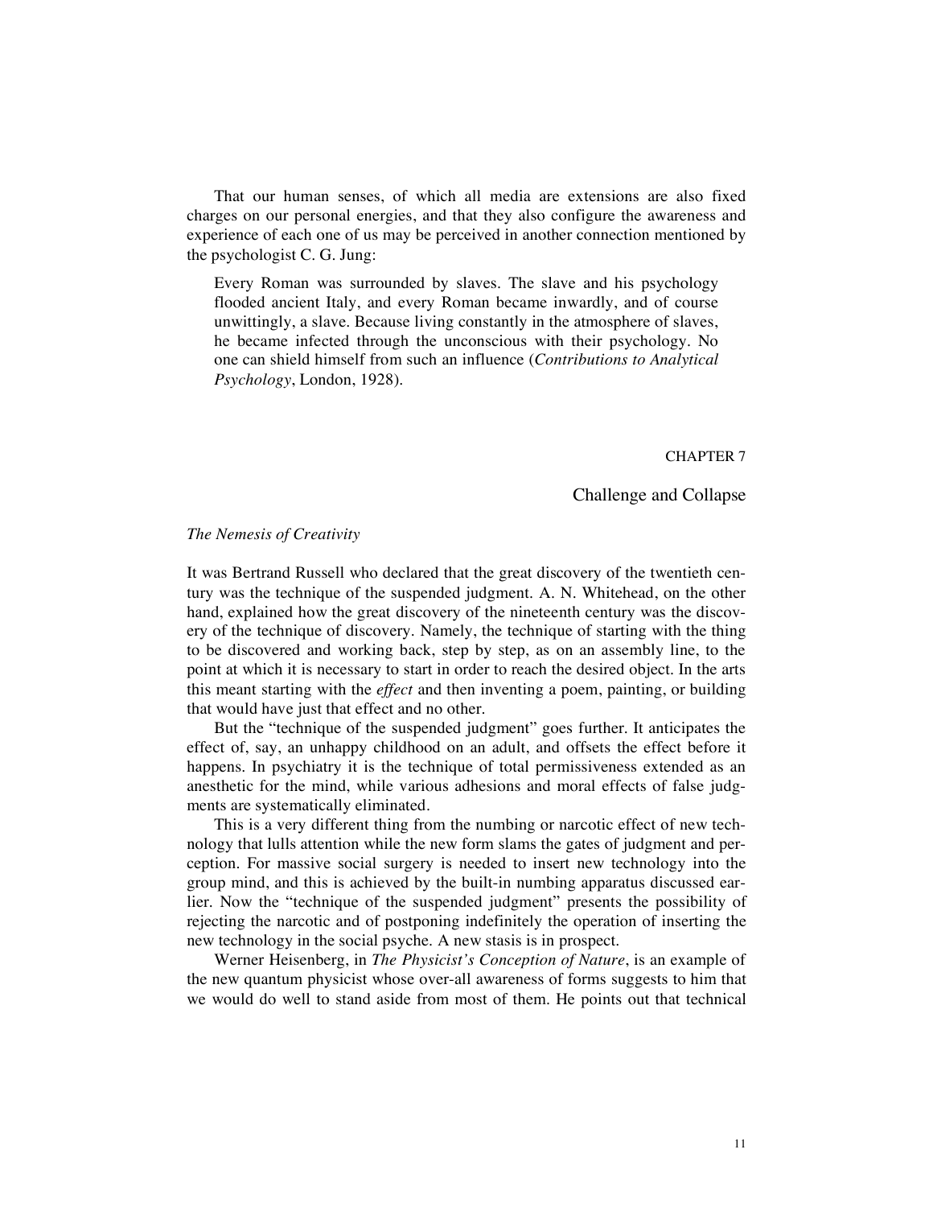That our human senses, of which all media are extensions are also fixed charges on our personal energies, and that they also configure the awareness and experience of each one of us may be perceived in another connection mentioned by the psychologist C. G. Jung:

> Every Roman was surrounded by slaves. The slave and his psychology flooded ancient Italy, and every Roman became inwardly, and of course unwittingly, a slave. Because living constantly in the atmosphere of slaves, he became infected through the unconscious with their psychology. No one can shield himself from such an influence (*Contributions to Analytical Psychology*, London, 1928).

CHAPTER 7

# Challenge and Collapse

### *The Nemesis of Creativity*

It was Bertrand Russell who declared that the great discovery of the twentieth century was the technique of the suspended judgment. A. N. Whitehead, on the other hand, explained how the great discovery of the nineteenth century was the discovery of the technique of discovery. Namely, the technique of starting with the thing to be discovered and working back, step by step, as on an assembly line, to the point at which it is necessary to start in order to reach the desired object. In the arts this meant starting with the *effect* and then inventing a poem, painting, or building that would have just that effect and no other.

But the "technique of the suspended judgment" goes further. It anticipates the effect of, say, an unhappy childhood on an adult, and offsets the effect before it happens. In psychiatry it is the technique of total permissiveness extended as an anesthetic for the mind, while various adhesions and moral effects of false judgments are systematically eliminated.

This is a very different thing from the numbing or narcotic effect of new technology that lulls attention while the new form slams the gates of judgment and perception. For massive social surgery is needed to insert new technology into the group mind, and this is achieved by the built-in numbing apparatus discussed earlier. Now the "technique of the suspended judgment" presents the possibility of rejecting the narcotic and of postponing indefinitely the operation of inserting the new technology in the social psyche. A new stasis is in prospect.

Werner Heisenberg, in *The Physicist's Conception of Nature*, is an example of the new quantum physicist whose over-all awareness of forms suggests to him that we would do well to stand aside from most of them. He points out that technical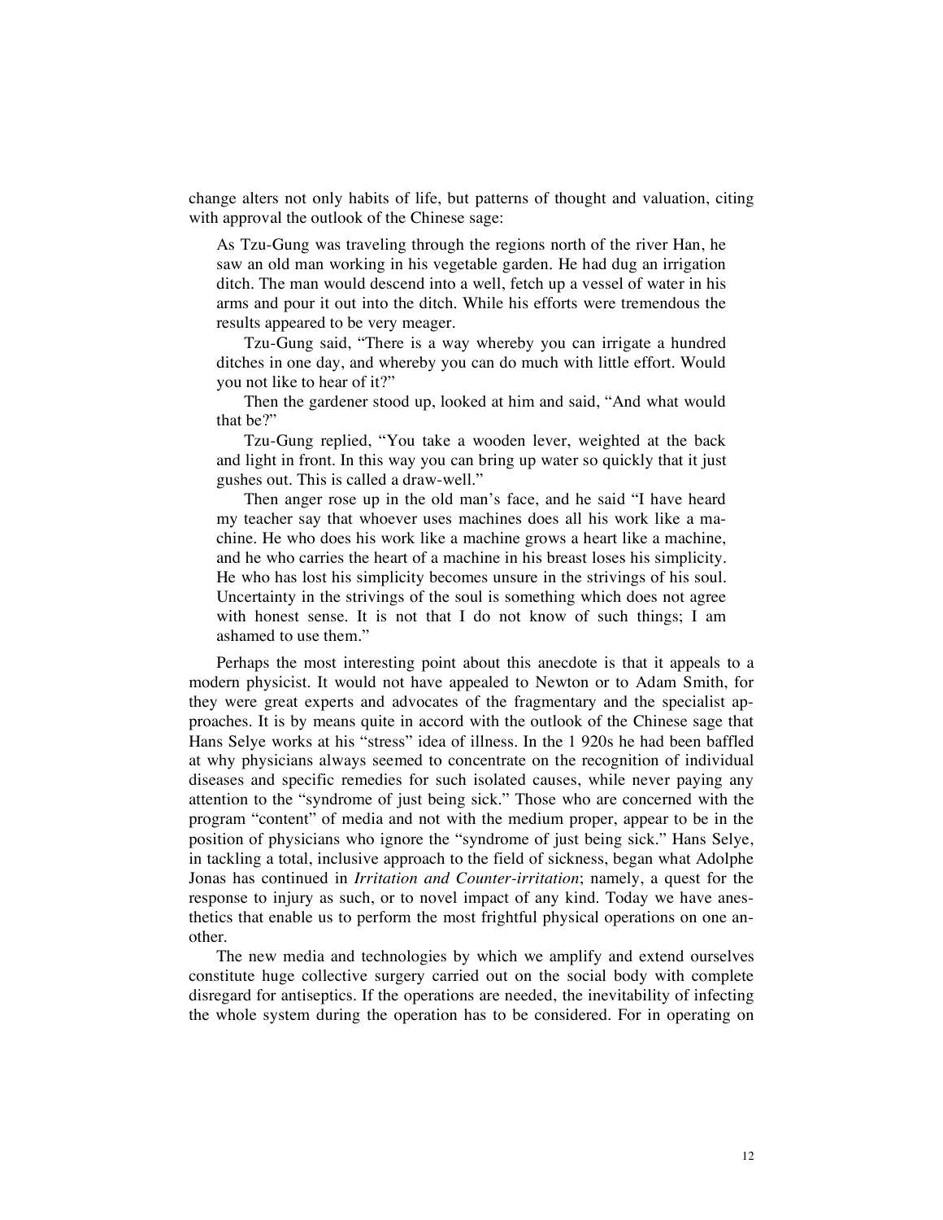change alters not only habits of life, but patterns of thought and valuation, citing with approval the outlook of the Chinese sage:

> As Tzu-Gung was traveling through the regions north of the river Han, he saw an old man working in his vegetable garden. He had dug an irrigation ditch. The man would descend into a well, fetch up a vessel of water in his arms and pour it out into the ditch. While his efforts were tremendous the results appeared to be very meager.
>
> Tzu-Gung said, "There is a way whereby you can irrigate a hundred ditches in one day, and whereby you can do much with little effort. Would you not like to hear of it?"
>
> Then the gardener stood up, looked at him and said, "And what would that be?"
>
> Tzu-Gung replied, "You take a wooden lever, weighted at the back and light in front. In this way you can bring up water so quickly that it just gushes out. This is called a draw-well."
>
> Then anger rose up in the old man's face, and he said "I have heard my teacher say that whoever uses machines does all his work like a machine. He who does his work like a machine grows a heart like a machine, and he who carries the heart of a machine in his breast loses his simplicity. He who has lost his simplicity becomes unsure in the strivings of his soul. Uncertainty in the strivings of the soul is something which does not agree with honest sense. It is not that I do not know of such things; I am ashamed to use them."

Perhaps the most interesting point about this anecdote is that it appeals to a modern physicist. It would not have appealed to Newton or to Adam Smith, for they were great experts and advocates of the fragmentary and the specialist approaches. It is by means quite in accord with the outlook of the Chinese sage that Hans Selye works at his "stress" idea of illness. In the 1 920s he had been baffled at why physicians always seemed to concentrate on the recognition of individual diseases and specific remedies for such isolated causes, while never paying any attention to the "syndrome of just being sick." Those who are concerned with the program "content" of media and not with the medium proper, appear to be in the position of physicians who ignore the "syndrome of just being sick." Hans Selye, in tackling a total, inclusive approach to the field of sickness, began what Adolphe Jonas has continued in *Irritation and Counter-irritation*; namely, a quest for the response to injury as such, or to novel impact of any kind. Today we have anesthetics that enable us to perform the most frightful physical operations on one another.

The new media and technologies by which we amplify and extend ourselves constitute huge collective surgery carried out on the social body with complete disregard for antiseptics. If the operations are needed, the inevitability of infecting the whole system during the operation has to be considered. For in operating on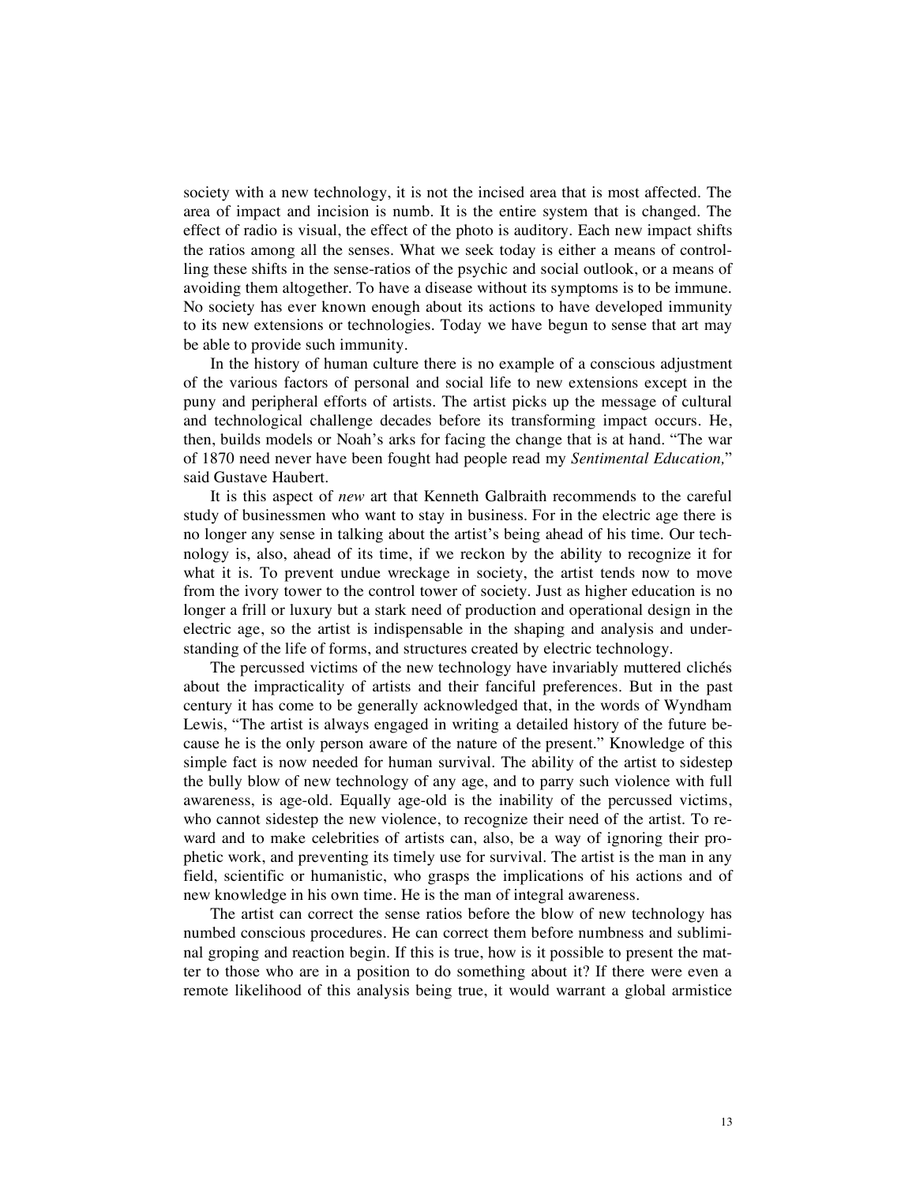society with a new technology, it is not the incised area that is most affected. The area of impact and incision is numb. It is the entire system that is changed. The effect of radio is visual, the effect of the photo is auditory. Each new impact shifts the ratios among all the senses. What we seek today is either a means of controlling these shifts in the sense-ratios of the psychic and social outlook, or a means of avoiding them altogether. To have a disease without its symptoms is to be immune. No society has ever known enough about its actions to have developed immunity to its new extensions or technologies. Today we have begun to sense that art may be able to provide such immunity.

In the history of human culture there is no example of a conscious adjustment of the various factors of personal and social life to new extensions except in the puny and peripheral efforts of artists. The artist picks up the message of cultural and technological challenge decades before its transforming impact occurs. He, then, builds models or Noah's arks for facing the change that is at hand. "The war of 1870 need never have been fought had people read my *Sentimental Education,*" said Gustave Haubert.

It is this aspect of *new* art that Kenneth Galbraith recommends to the careful study of businessmen who want to stay in business. For in the electric age there is no longer any sense in talking about the artist's being ahead of his time. Our technology is, also, ahead of its time, if we reckon by the ability to recognize it for what it is. To prevent undue wreckage in society, the artist tends now to move from the ivory tower to the control tower of society. Just as higher education is no longer a frill or luxury but a stark need of production and operational design in the electric age, so the artist is indispensable in the shaping and analysis and understanding of the life of forms, and structures created by electric technology.

The percussed victims of the new technology have invariably muttered clichés about the impracticality of artists and their fanciful preferences. But in the past century it has come to be generally acknowledged that, in the words of Wyndham Lewis, "The artist is always engaged in writing a detailed history of the future because he is the only person aware of the nature of the present." Knowledge of this simple fact is now needed for human survival. The ability of the artist to sidestep the bully blow of new technology of any age, and to parry such violence with full awareness, is age-old. Equally age-old is the inability of the percussed victims, who cannot sidestep the new violence, to recognize their need of the artist. To reward and to make celebrities of artists can, also, be a way of ignoring their prophetic work, and preventing its timely use for survival. The artist is the man in any field, scientific or humanistic, who grasps the implications of his actions and of new knowledge in his own time. He is the man of integral awareness.

The artist can correct the sense ratios before the blow of new technology has numbed conscious procedures. He can correct them before numbness and subliminal groping and reaction begin. If this is true, how is it possible to present the matter to those who are in a position to do something about it? If there were even a remote likelihood of this analysis being true, it would warrant a global armistice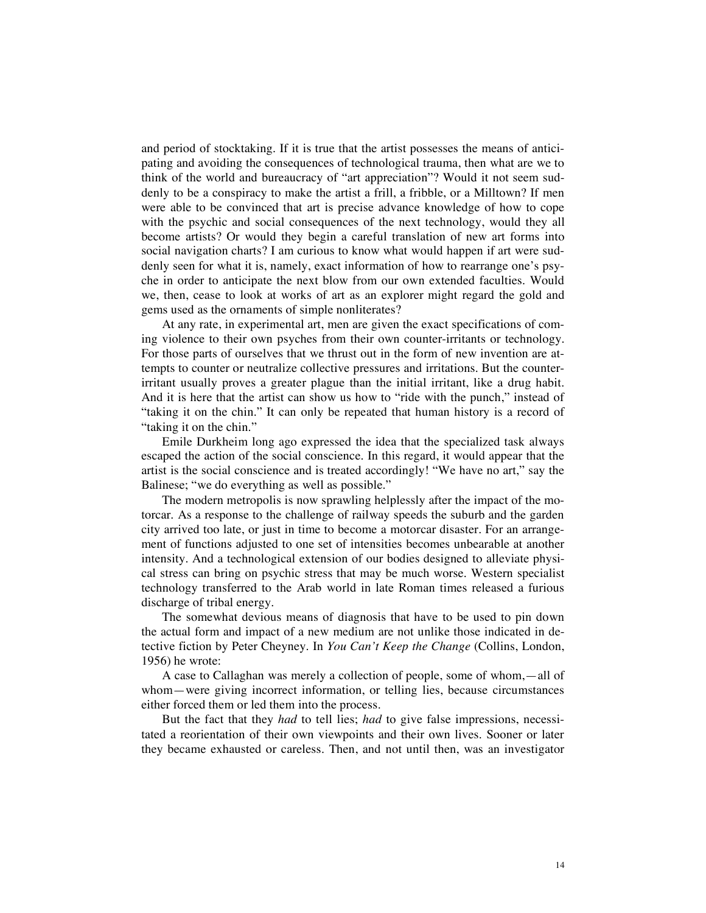and period of stocktaking. If it is true that the artist possesses the means of anticipating and avoiding the consequences of technological trauma, then what are we to think of the world and bureaucracy of "art appreciation"? Would it not seem suddenly to be a conspiracy to make the artist a frill, a fribble, or a Milltown? If men were able to be convinced that art is precise advance knowledge of how to cope with the psychic and social consequences of the next technology, would they all become artists? Or would they begin a careful translation of new art forms into social navigation charts? I am curious to know what would happen if art were suddenly seen for what it is, namely, exact information of how to rearrange one's psyche in order to anticipate the next blow from our own extended faculties. Would we, then, cease to look at works of art as an explorer might regard the gold and gems used as the ornaments of simple nonliterates?

At any rate, in experimental art, men are given the exact specifications of coming violence to their own psyches from their own counter-irritants or technology. For those parts of ourselves that we thrust out in the form of new invention are attempts to counter or neutralize collective pressures and irritations. But the counter-irritant usually proves a greater plague than the initial irritant, like a drug habit. And it is here that the artist can show us how to "ride with the punch," instead of "taking it on the chin." It can only be repeated that human history is a record of "taking it on the chin."

Emile Durkheim long ago expressed the idea that the specialized task always escaped the action of the social conscience. In this regard, it would appear that the artist is the social conscience and is treated accordingly! "We have no art," say the Balinese; "we do everything as well as possible."

The modern metropolis is now sprawling helplessly after the impact of the motorcar. As a response to the challenge of railway speeds the suburb and the garden city arrived too late, or just in time to become a motorcar disaster. For an arrangement of functions adjusted to one set of intensities becomes unbearable at another intensity. And a technological extension of our bodies designed to alleviate physical stress can bring on psychic stress that may be much worse. Western specialist technology transferred to the Arab world in late Roman times released a furious discharge of tribal energy.

The somewhat devious means of diagnosis that have to be used to pin down the actual form and impact of a new medium are not unlike those indicated in detective fiction by Peter Cheyney. In *You Can't Keep the Change* (Collins, London, 1956) he wrote:

A case to Callaghan was merely a collection of people, some of whom,—all of whom—were giving incorrect information, or telling lies, because circumstances either forced them or led them into the process.

But the fact that they *had* to tell lies; *had* to give false impressions, necessitated a reorientation of their own viewpoints and their own lives. Sooner or later they became exhausted or careless. Then, and not until then, was an investigator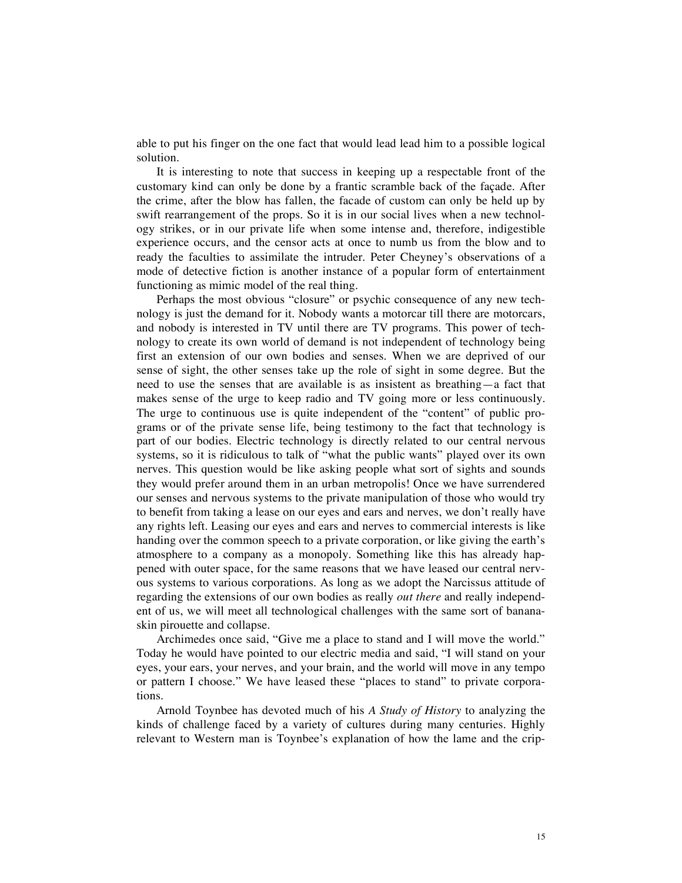able to put his finger on the one fact that would lead lead him to a possible logical solution.

It is interesting to note that success in keeping up a respectable front of the customary kind can only be done by a frantic scramble back of the façade. After the crime, after the blow has fallen, the facade of custom can only be held up by swift rearrangement of the props. So it is in our social lives when a new technology strikes, or in our private life when some intense and, therefore, indigestible experience occurs, and the censor acts at once to numb us from the blow and to ready the faculties to assimilate the intruder. Peter Cheyney's observations of a mode of detective fiction is another instance of a popular form of entertainment functioning as mimic model of the real thing.

Perhaps the most obvious "closure" or psychic consequence of any new technology is just the demand for it. Nobody wants a motorcar till there are motorcars, and nobody is interested in TV until there are TV programs. This power of technology to create its own world of demand is not independent of technology being first an extension of our own bodies and senses. When we are deprived of our sense of sight, the other senses take up the role of sight in some degree. But the need to use the senses that are available is as insistent as breathing—a fact that makes sense of the urge to keep radio and TV going more or less continuously. The urge to continuous use is quite independent of the "content" of public programs or of the private sense life, being testimony to the fact that technology is part of our bodies. Electric technology is directly related to our central nervous systems, so it is ridiculous to talk of "what the public wants" played over its own nerves. This question would be like asking people what sort of sights and sounds they would prefer around them in an urban metropolis! Once we have surrendered our senses and nervous systems to the private manipulation of those who would try to benefit from taking a lease on our eyes and ears and nerves, we don't really have any rights left. Leasing our eyes and ears and nerves to commercial interests is like handing over the common speech to a private corporation, or like giving the earth's atmosphere to a company as a monopoly. Something like this has already happened with outer space, for the same reasons that we have leased our central nervous systems to various corporations. As long as we adopt the Narcissus attitude of regarding the extensions of our own bodies as really *out there* and really independent of us, we will meet all technological challenges with the same sort of banana-skin pirouette and collapse.

Archimedes once said, "Give me a place to stand and I will move the world." Today he would have pointed to our electric media and said, "I will stand on your eyes, your ears, your nerves, and your brain, and the world will move in any tempo or pattern I choose." We have leased these "places to stand" to private corporations.

Arnold Toynbee has devoted much of his *A Study of History* to analyzing the kinds of challenge faced by a variety of cultures during many centuries. Highly relevant to Western man is Toynbee's explanation of how the lame and the crip-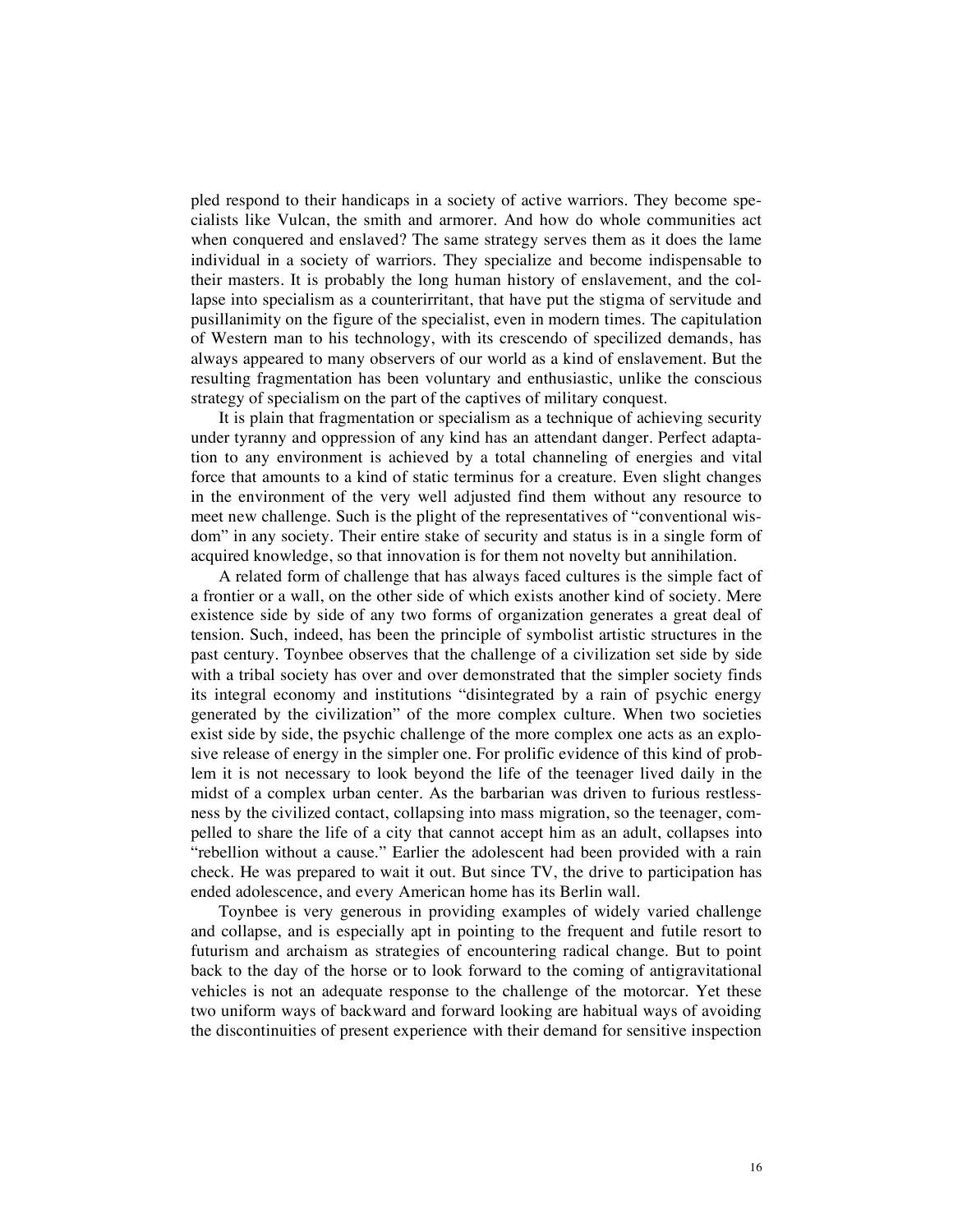pled respond to their handicaps in a society of active warriors. They become specialists like Vulcan, the smith and armorer. And how do whole communities act when conquered and enslaved? The same strategy serves them as it does the lame individual in a society of warriors. They specialize and become indispensable to their masters. It is probably the long human history of enslavement, and the collapse into specialism as a counterirritant, that have put the stigma of servitude and pusillanimity on the figure of the specialist, even in modern times. The capitulation of Western man to his technology, with its crescendo of specilized demands, has always appeared to many observers of our world as a kind of enslavement. But the resulting fragmentation has been voluntary and enthusiastic, unlike the conscious strategy of specialism on the part of the captives of military conquest.

It is plain that fragmentation or specialism as a technique of achieving security under tyranny and oppression of any kind has an attendant danger. Perfect adaptation to any environment is achieved by a total channeling of energies and vital force that amounts to a kind of static terminus for a creature. Even slight changes in the environment of the very well adjusted find them without any resource to meet new challenge. Such is the plight of the representatives of "conventional wisdom" in any society. Their entire stake of security and status is in a single form of acquired knowledge, so that innovation is for them not novelty but annihilation.

A related form of challenge that has always faced cultures is the simple fact of a frontier or a wall, on the other side of which exists another kind of society. Mere existence side by side of any two forms of organization generates a great deal of tension. Such, indeed, has been the principle of symbolist artistic structures in the past century. Toynbee observes that the challenge of a civilization set side by side with a tribal society has over and over demonstrated that the simpler society finds its integral economy and institutions "disintegrated by a rain of psychic energy generated by the civilization" of the more complex culture. When two societies exist side by side, the psychic challenge of the more complex one acts as an explosive release of energy in the simpler one. For prolific evidence of this kind of problem it is not necessary to look beyond the life of the teenager lived daily in the midst of a complex urban center. As the barbarian was driven to furious restlessness by the civilized contact, collapsing into mass migration, so the teenager, compelled to share the life of a city that cannot accept him as an adult, collapses into "rebellion without a cause." Earlier the adolescent had been provided with a rain check. He was prepared to wait it out. But since TV, the drive to participation has ended adolescence, and every American home has its Berlin wall.

Toynbee is very generous in providing examples of widely varied challenge and collapse, and is especially apt in pointing to the frequent and futile resort to futurism and archaism as strategies of encountering radical change. But to point back to the day of the horse or to look forward to the coming of antigravitational vehicles is not an adequate response to the challenge of the motorcar. Yet these two uniform ways of backward and forward looking are habitual ways of avoiding the discontinuities of present experience with their demand for sensitive inspection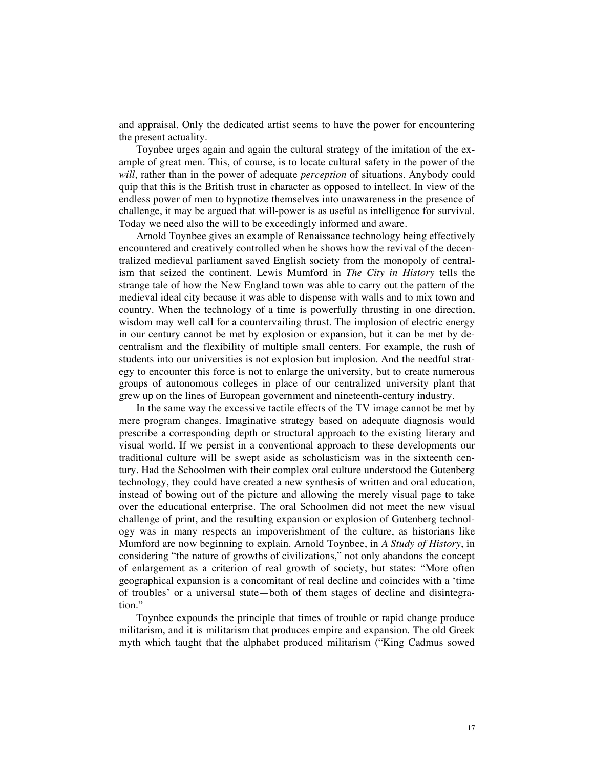and appraisal. Only the dedicated artist seems to have the power for encountering the present actuality.

Toynbee urges again and again the cultural strategy of the imitation of the example of great men. This, of course, is to locate cultural safety in the power of the *will*, rather than in the power of adequate *perception* of situations. Anybody could quip that this is the British trust in character as opposed to intellect. In view of the endless power of men to hypnotize themselves into unawareness in the presence of challenge, it may be argued that will-power is as useful as intelligence for survival. Today we need also the will to be exceedingly informed and aware.

Arnold Toynbee gives an example of Renaissance technology being effectively encountered and creatively controlled when he shows how the revival of the decentralized medieval parliament saved English society from the monopoly of centralism that seized the continent. Lewis Mumford in *The City in History* tells the strange tale of how the New England town was able to carry out the pattern of the medieval ideal city because it was able to dispense with walls and to mix town and country. When the technology of a time is powerfully thrusting in one direction, wisdom may well call for a countervailing thrust. The implosion of electric energy in our century cannot be met by explosion or expansion, but it can be met by decentralism and the flexibility of multiple small centers. For example, the rush of students into our universities is not explosion but implosion. And the needful strategy to encounter this force is not to enlarge the university, but to create numerous groups of autonomous colleges in place of our centralized university plant that grew up on the lines of European government and nineteenth-century industry.

In the same way the excessive tactile effects of the TV image cannot be met by mere program changes. Imaginative strategy based on adequate diagnosis would prescribe a corresponding depth or structural approach to the existing literary and visual world. If we persist in a conventional approach to these developments our traditional culture will be swept aside as scholasticism was in the sixteenth century. Had the Schoolmen with their complex oral culture understood the Gutenberg technology, they could have created a new synthesis of written and oral education, instead of bowing out of the picture and allowing the merely visual page to take over the educational enterprise. The oral Schoolmen did not meet the new visual challenge of print, and the resulting expansion or explosion of Gutenberg technology was in many respects an impoverishment of the culture, as historians like Mumford are now beginning to explain. Arnold Toynbee, in *A Study of History*, in considering "the nature of growths of civilizations," not only abandons the concept of enlargement as a criterion of real growth of society, but states: "More often geographical expansion is a concomitant of real decline and coincides with a 'time of troubles' or a universal state—both of them stages of decline and disintegration."

Toynbee expounds the principle that times of trouble or rapid change produce militarism, and it is militarism that produces empire and expansion. The old Greek myth which taught that the alphabet produced militarism ("King Cadmus sowed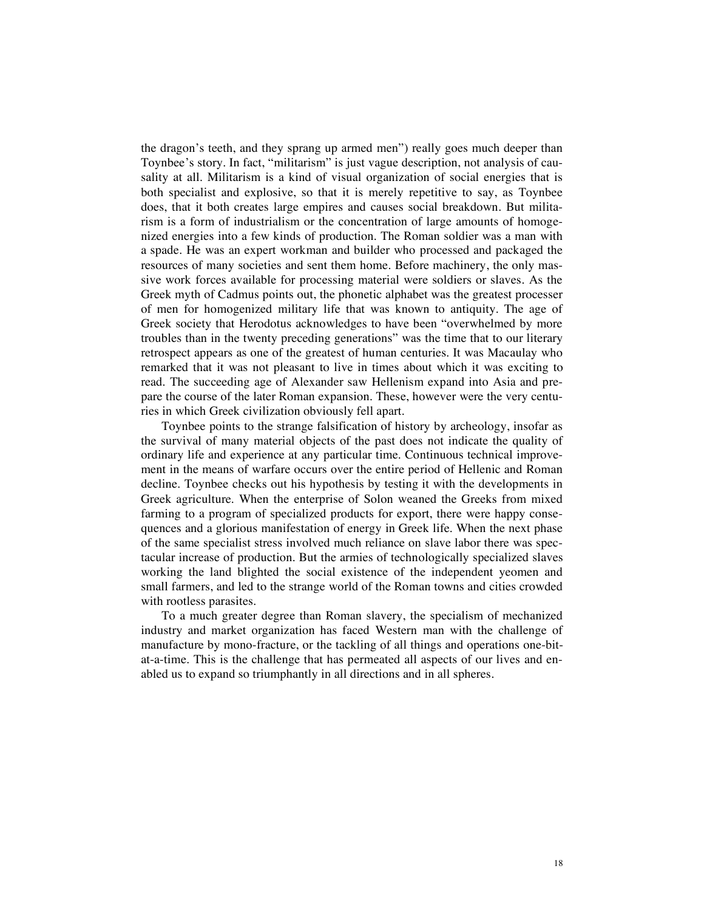the dragon's teeth, and they sprang up armed men") really goes much deeper than Toynbee's story. In fact, "militarism" is just vague description, not analysis of causality at all. Militarism is a kind of visual organization of social energies that is both specialist and explosive, so that it is merely repetitive to say, as Toynbee does, that it both creates large empires and causes social breakdown. But militarism is a form of industrialism or the concentration of large amounts of homogenized energies into a few kinds of production. The Roman soldier was a man with a spade. He was an expert workman and builder who processed and packaged the resources of many societies and sent them home. Before machinery, the only massive work forces available for processing material were soldiers or slaves. As the Greek myth of Cadmus points out, the phonetic alphabet was the greatest processer of men for homogenized military life that was known to antiquity. The age of Greek society that Herodotus acknowledges to have been "overwhelmed by more troubles than in the twenty preceding generations" was the time that to our literary retrospect appears as one of the greatest of human centuries. It was Macaulay who remarked that it was not pleasant to live in times about which it was exciting to read. The succeeding age of Alexander saw Hellenism expand into Asia and prepare the course of the later Roman expansion. These, however were the very centuries in which Greek civilization obviously fell apart.

Toynbee points to the strange falsification of history by archeology, insofar as the survival of many material objects of the past does not indicate the quality of ordinary life and experience at any particular time. Continuous technical improvement in the means of warfare occurs over the entire period of Hellenic and Roman decline. Toynbee checks out his hypothesis by testing it with the developments in Greek agriculture. When the enterprise of Solon weaned the Greeks from mixed farming to a program of specialized products for export, there were happy consequences and a glorious manifestation of energy in Greek life. When the next phase of the same specialist stress involved much reliance on slave labor there was spectacular increase of production. But the armies of technologically specialized slaves working the land blighted the social existence of the independent yeomen and small farmers, and led to the strange world of the Roman towns and cities crowded with rootless parasites.

To a much greater degree than Roman slavery, the specialism of mechanized industry and market organization has faced Western man with the challenge of manufacture by mono-fracture, or the tackling of all things and operations one-bit-at-a-time. This is the challenge that has permeated all aspects of our lives and enabled us to expand so triumphantly in all directions and in all spheres.